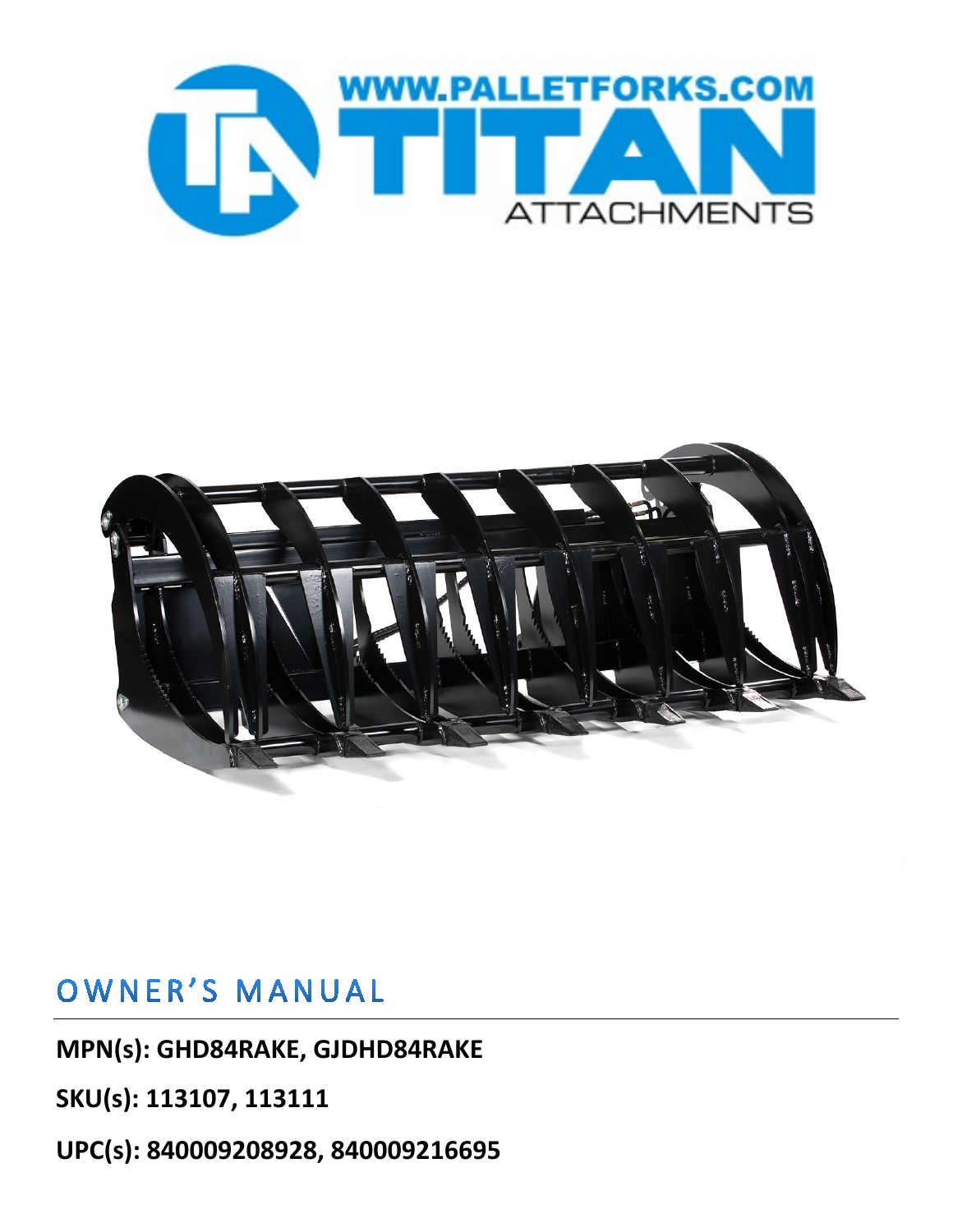WWW.PALLETFORKS.COM

TITAN

ATTACHMENTS

# OWNER'S MANUAL

**MPN(s): GHD84RAKE, GJDHD84RAKE**

**SKU(s): 113107, 113111**

**UPC(s): 840009208928, 840009216695**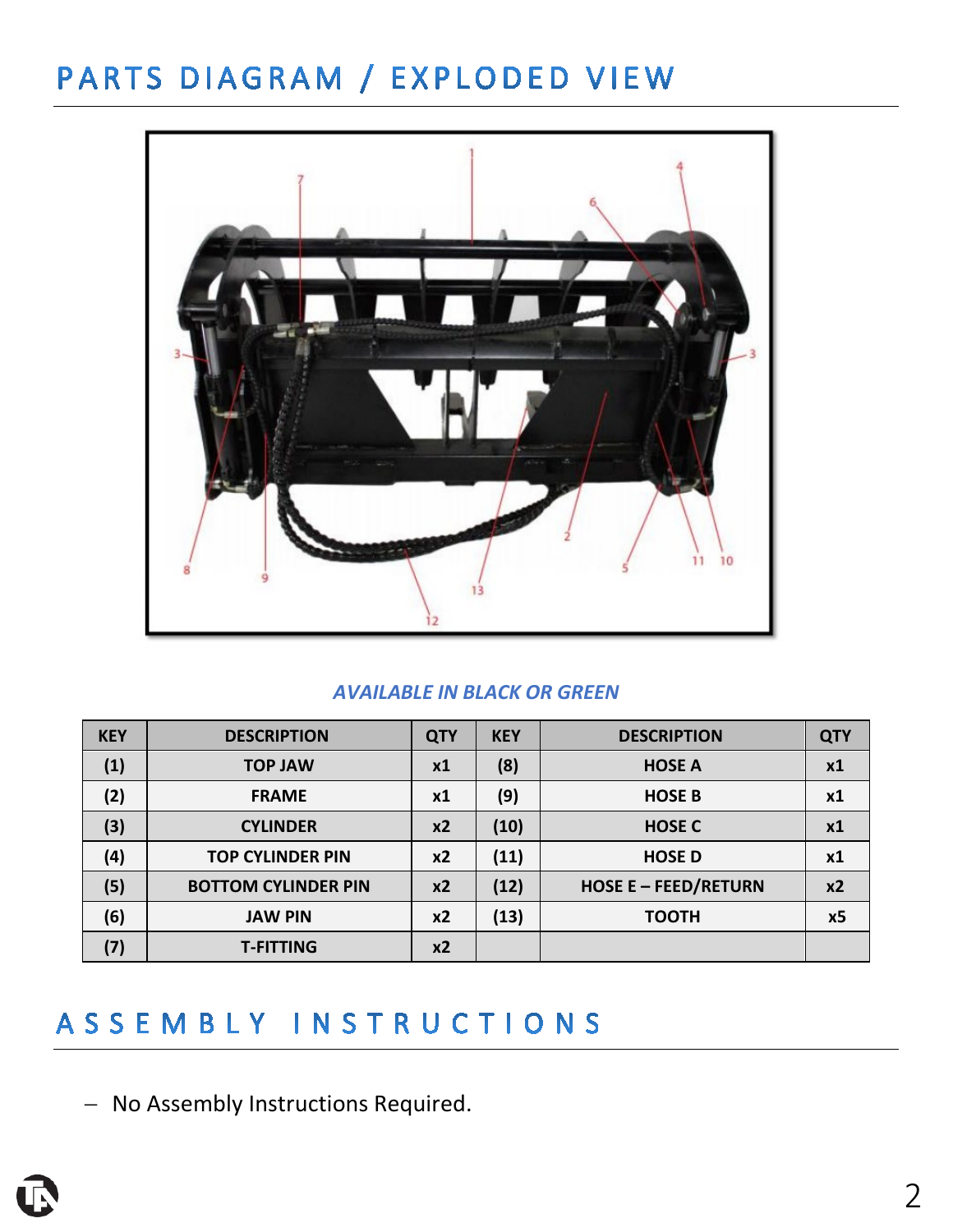# PARTS DIAGRAM / EXPLODED VIEW

*AVAILABLE IN BLACK OR GREEN*

| KEY | DESCRIPTION | QTY | KEY | DESCRIPTION | QTY |
|---|---|---|---|---|---|
| (1) | TOP JAW | x1 | (8) | HOSE A | x1 |
| (2) | FRAME | x1 | (9) | HOSE B | x1 |
| (3) | CYLINDER | x2 | (10) | HOSE C | x1 |
| (4) | TOP CYLINDER PIN | x2 | (11) | HOSE D | x1 |
| (5) | BOTTOM CYLINDER PIN | x2 | (12) | HOSE E – FEED/RETURN | x2 |
| (6) | JAW PIN | x2 | (13) | TOOTH | x5 |
| (7) | T-FITTING | x2 | | | |

# ASSEMBLY INSTRUCTIONS

- No Assembly Instructions Required.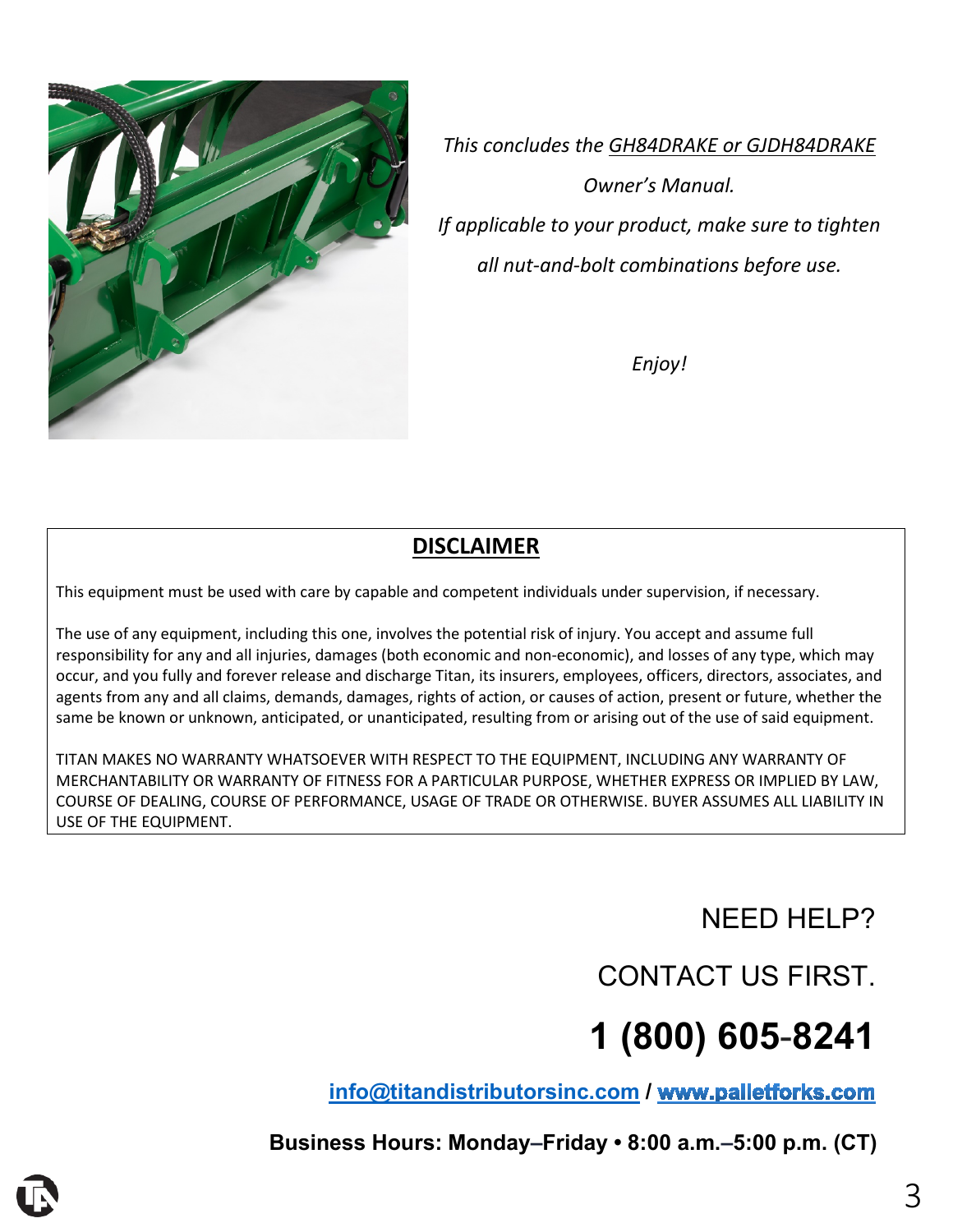*This concludes the GH84DRAKE or GJDH84DRAKE Owner's Manual.*

*If applicable to your product, make sure to tighten all nut-and-bolt combinations before use.*

*Enjoy!*

## DISCLAIMER

This equipment must be used with care by capable and competent individuals under supervision, if necessary.

The use of any equipment, including this one, involves the potential risk of injury. You accept and assume full responsibility for any and all injuries, damages (both economic and non-economic), and losses of any type, which may occur, and you fully and forever release and discharge Titan, its insurers, employees, officers, directors, associates, and agents from any and all claims, demands, damages, rights of action, or causes of action, present or future, whether the same be known or unknown, anticipated, or unanticipated, resulting from or arising out of the use of said equipment.

TITAN MAKES NO WARRANTY WHATSOEVER WITH RESPECT TO THE EQUIPMENT, INCLUDING ANY WARRANTY OF MERCHANTABILITY OR WARRANTY OF FITNESS FOR A PARTICULAR PURPOSE, WHETHER EXPRESS OR IMPLIED BY LAW, COURSE OF DEALING, COURSE OF PERFORMANCE, USAGE OF TRADE OR OTHERWISE. BUYER ASSUMES ALL LIABILITY IN USE OF THE EQUIPMENT.

NEED HELP?

CONTACT US FIRST.

**1 (800) 605-8241**

**info@titandistributorsinc.com / www.palletforks.com**

**Business Hours: Monday–Friday • 8:00 a.m.–5:00 p.m. (CT)**